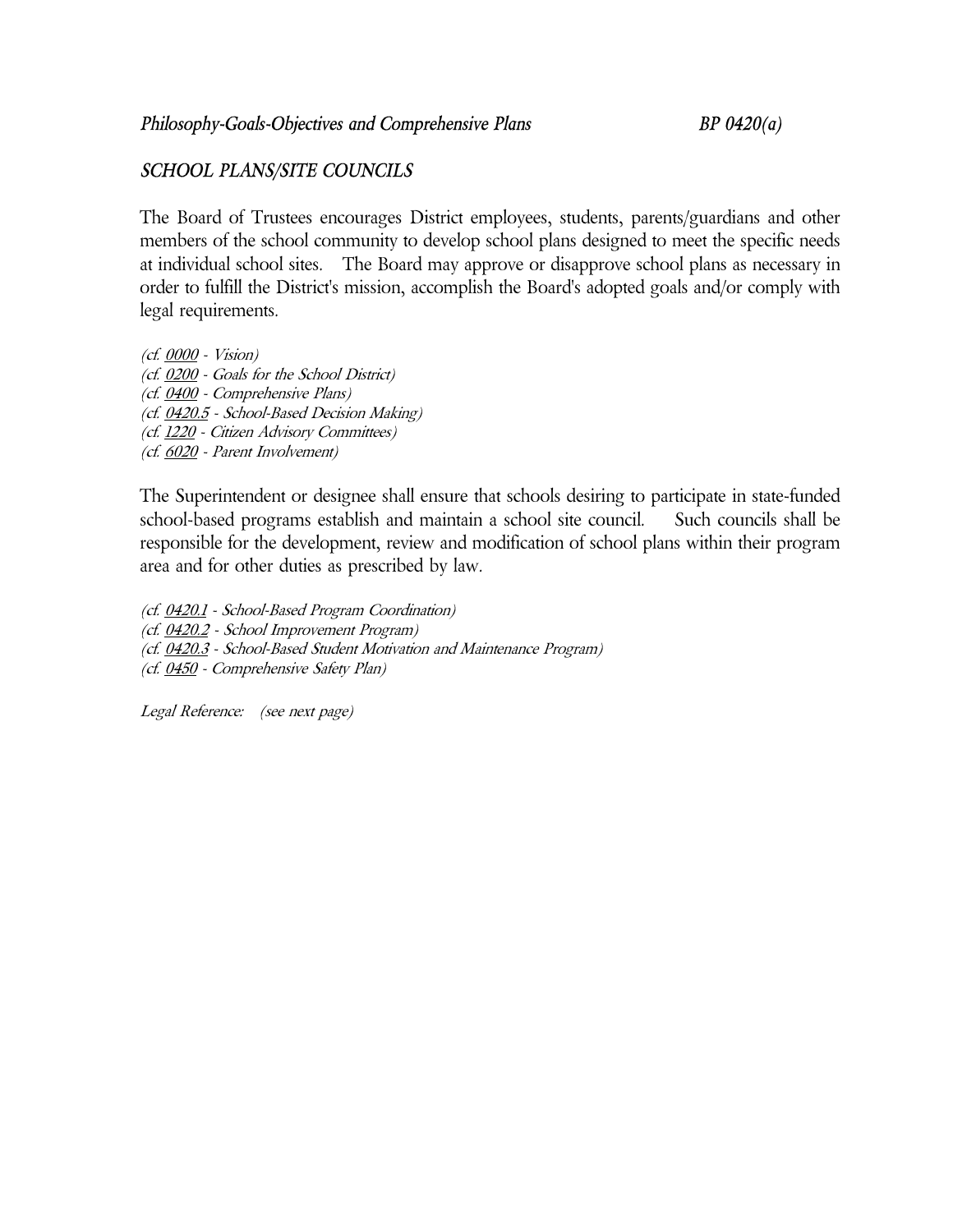*Philosophy-Goals-Objectives and Comprehensive Plans* *BP 0420(a)*

## *SCHOOL PLANS/SITE COUNCILS*

The Board of Trustees encourages District employees, students, parents/guardians and other members of the school community to develop school plans designed to meet the specific needs at individual school sites. The Board may approve or disapprove school plans as necessary in order to fulfill the District's mission, accomplish the Board's adopted goals and/or comply with legal requirements.

*(cf. 0000 - Vision)*
*(cf. 0200 - Goals for the School District)*
*(cf. 0400 - Comprehensive Plans)*
*(cf. 0420.5 - School-Based Decision Making)*
*(cf. 1220 - Citizen Advisory Committees)*
*(cf. 6020 - Parent Involvement)*

The Superintendent or designee shall ensure that schools desiring to participate in state-funded school-based programs establish and maintain a school site council. Such councils shall be responsible for the development, review and modification of school plans within their program area and for other duties as prescribed by law.

*(cf. 0420.1 - School-Based Program Coordination)*
*(cf. 0420.2 - School Improvement Program)*
*(cf. 0420.3 - School-Based Student Motivation and Maintenance Program)*
*(cf. 0450 - Comprehensive Safety Plan)*

*Legal Reference: (see next page)*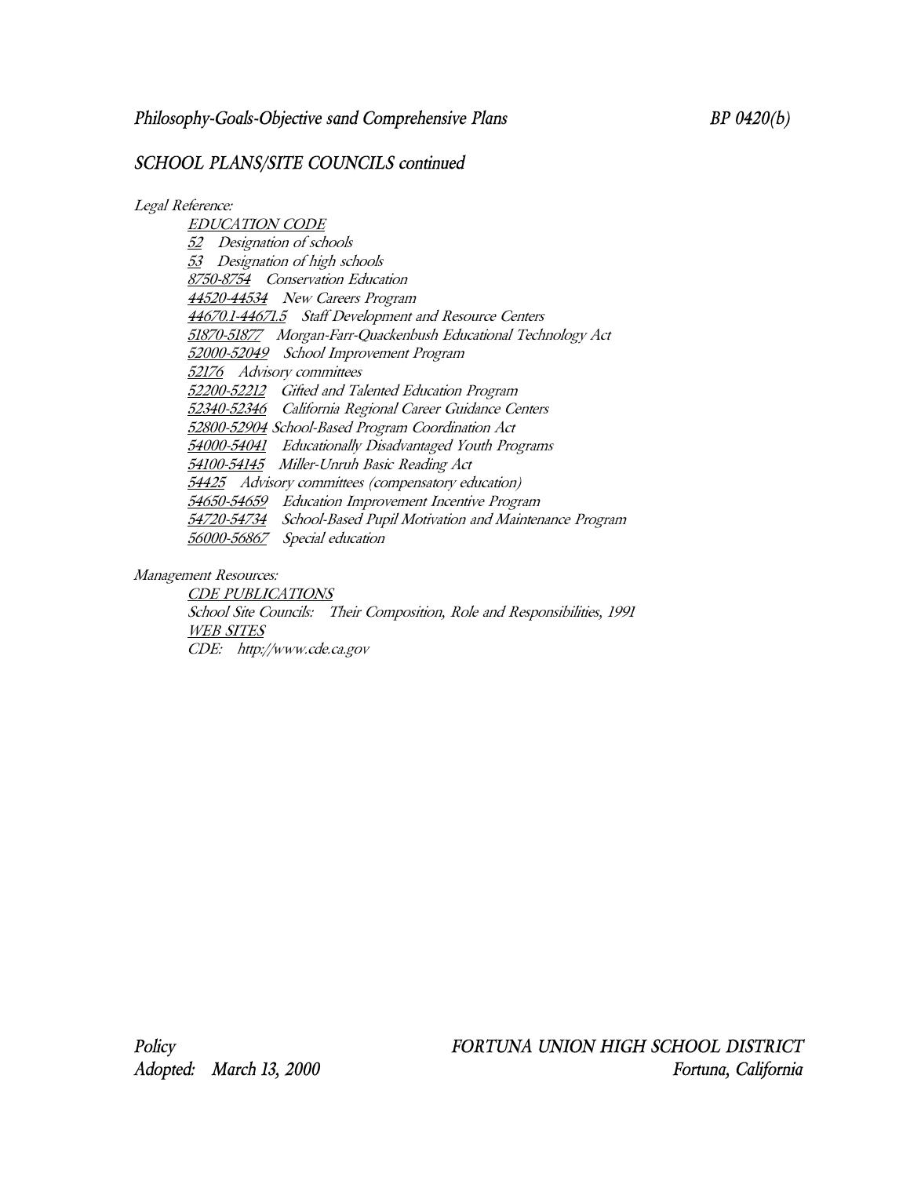## SCHOOL PLANS/SITE COUNCILS continued

*Legal Reference:*

EDUCATION CODE

52 Designation of schools
53 Designation of high schools
8750-8754 Conservation Education
44520-44534 New Careers Program
44670.1-44671.5 Staff Development and Resource Centers
51870-51877 Morgan-Farr-Quackenbush Educational Technology Act
52000-52049 School Improvement Program
52176 Advisory committees
52200-52212 Gifted and Talented Education Program
52340-52346 California Regional Career Guidance Centers
52800-52904 School-Based Program Coordination Act
54000-54041 Educationally Disadvantaged Youth Programs
54100-54145 Miller-Unruh Basic Reading Act
54425 Advisory committees (compensatory education)
54650-54659 Education Improvement Incentive Program
54720-54734 School-Based Pupil Motivation and Maintenance Program
56000-56867 Special education

*Management Resources:*

CDE PUBLICATIONS

School Site Councils: Their Composition, Role and Responsibilities, 1991

WEB SITES

CDE: http://www.cde.ca.gov

Policy
Adopted: March 13, 2000

FORTUNA UNION HIGH SCHOOL DISTRICT
Fortuna, California